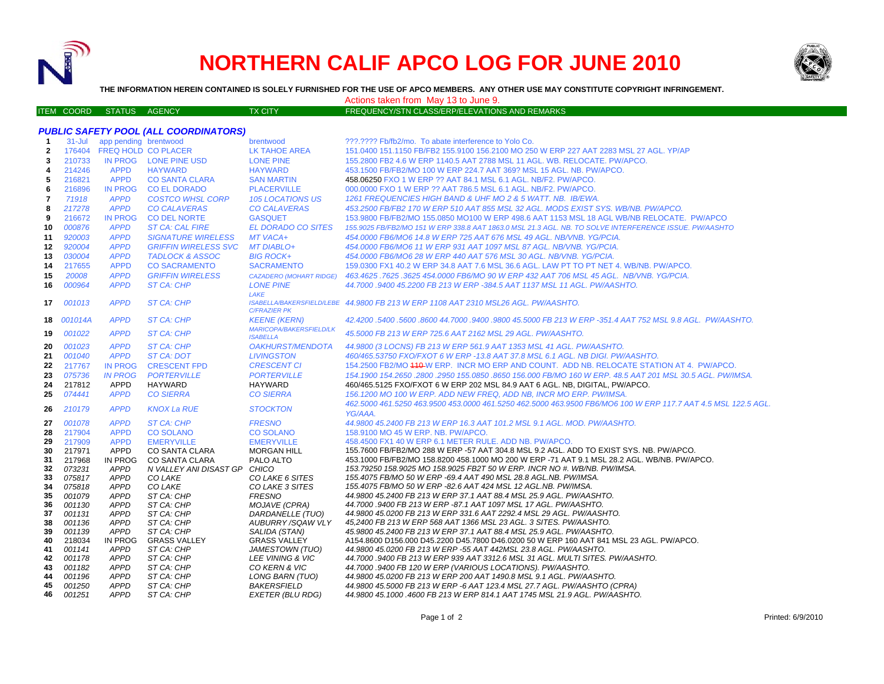# NORTHERN CALIF APCO LOG FOR JUNE 2010

**THE INFORMATION HEREIN CONTAINED IS SOLELY FURNISHED FOR THE USE OF APCO MEMBERS. ANY OTHER USE MAY CONSTITUTE COPYRIGHT INFRINGEMENT.**

Actions taken from May 13 to June 9.

| ITEM | COORD | STATUS | AGENCY | TX CITY | FREQUENCY/STN CLASS/ERP/ELEVATIONS AND REMARKS |
|---|---|---|---|---|---|
| ***PUBLIC SAFETY POOL (ALL COORDINATORS)*** | | | | | |
| 1 | 31-Jul | app pending | brentwood | brentwood | ???.???? Fb/fb2/mo. To abate interference to Yolo Co. |
| 2 | 176404 | FREQ HOLD | CO PLACER | LK TAHOE AREA | 151.0400 151.1150 FB/FB2 155.9100 156.2100 MO 250 W ERP 227 AAT 2283 MSL 27 AGL. YP/AP |
| 3 | 210733 | IN PROG | LONE PINE USD | LONE PINE | 155.2800 FB2 4.6 W ERP 1140.5 AAT 2788 MSL 11 AGL. WB. RELOCATE. PW/APCO. |
| 4 | 214246 | APPD | HAYWARD | HAYWARD | 453.1500 FB/FB2/MO 100 W ERP 224.7 AAT 369? MSL 15 AGL. NB. PW/APCO. |
| 5 | 216821 | APPD | CO SANTA CLARA | SAN MARTIN | 458.06250 FXO 1 W ERP ?? AAT 84.1 MSL 6.1 AGL. NB/F2. PW/APCO. |
| 6 | 216896 | IN PROG | CO EL DORADO | PLACERVILLE | 000.0000 FXO 1 W ERP ?? AAT 786.5 MSL 6.1 AGL. NB/F2. PW/APCO. |
| 7 | 71918 | APPD | COSTCO WHSL CORP | 105 LOCATIONS US | 1261 FREQUENCIES HIGH BAND & UHF MO 2 & 5 WATT. NB. IB/EWA. |
| 8 | 217278 | APPD | CO CALAVERAS | CO CALAVERAS | 453.2500 FB/FB2 170 W ERP 510 AAT 855 MSL 32 AGL. MODS EXIST SYS. WB/NB. PW/APCO. |
| 9 | 216672 | IN PROG | CO DEL NORTE | GASQUET | 153.9800 FB/FB2/MO 155.0850 MO100 W ERP 498.6 AAT 1153 MSL 18 AGL WB/NB RELOCATE. PW/APCO |
| 10 | 000876 | APPD | ST CA: CAL FIRE | EL DORADO CO SITES | 155.9025 FB/FB2/MO 151 W ERP 338.8 AAT 1863.0 MSL 21.3 AGL. NB. TO SOLVE INTERFERENCE ISSUE. PW/AASHTO |
| 11 | 920003 | APPD | SIGNATURE WIRELESS | MT VACA+ | 454.0000 FB6/MO6 14.8 W ERP 725 AAT 676 MSL 49 AGL. NB/VNB. YG/PCIA. |
| 12 | 920004 | APPD | GRIFFIN WIRELESS SVC | MT DIABLO+ | 454.0000 FB6/MO6 11 W ERP 931 AAT 1097 MSL 87 AGL. NB/VNB. YG/PCIA. |
| 13 | 030004 | APPD | TADLOCK & ASSOC | BIG ROCK+ | 454.0000 FB6/MO6 28 W ERP 440 AAT 576 MSL 30 AGL. NB/VNB. YG/PCIA. |
| 14 | 217655 | APPD | CO SACRAMENTO | SACRAMENTO | 159.0300 FX1 40.2 W ERP 34.8 AAT 7.6 MSL 36.6 AGL. LAW PT TO PT NET 4. WB/NB. PW/APCO. |
| 15 | 20008 | APPD | GRIFFIN WIRELESS | CAZADERO (MOHART RIDGE) | 463.4625 .7625 .3625 454.0000 FB6/MO6 90 W ERP 432 AAT 706 MSL 45 AGL. NB/VNB. YG/PCIA. |
| 16 | 000964 | APPD | ST CA: CHP | LONE PINE | 44.7000 .9400 45.2200 FB 213 W ERP -384.5 AAT 1137 MSL 11 AGL. PW/AASHTO. |
| 17 | 001013 | APPD | ST CA: CHP | LAKE ISABELLA/BAKERSFIELD/LEBEC/FRAZIER PK | 44.9800 FB 213 W ERP 1108 AAT 2310 MSL26 AGL. PW/AASHTO. |
| 18 | 001014A | APPD | ST CA: CHP | KEENE (KERN) | 42.4200 .5400 .5600 .8600 44.7000 .9400 .9800 45.5000 FB 213 W ERP -351.4 AAT 752 MSL 9.8 AGL. PW/AASHTO. |
| 19 | 001022 | APPD | ST CA: CHP | MARICOPA/BAKERSFIELD/LK ISABELLA | 45.5000 FB 213 W ERP 725.6 AAT 2162 MSL 29 AGL. PW/AASHTO. |
| 20 | 001023 | APPD | ST CA: CHP | OAKHURST/MENDOTA | 44.9800 (3 LOCNS) FB 213 W ERP 561.9 AAT 1353 MSL 41 AGL. PW/AASHTO. |
| 21 | 001040 | APPD | ST CA: DOT | LIVINGSTON | 460/465.53750 FXO/FXOT 6 W ERP -13.8 AAT 37.8 MSL 6.1 AGL. NB DIGI. PW/AASHTO. |
| 22 | 217767 | IN PROG | CRESCENT FPD | CRESCENT CI | 154.2500 FB2/MO ~~110~~ W ERP. INCR MO ERP AND COUNT. ADD NB. RELOCATE STATION AT 4. PW/APCO. |
| 23 | 075736 | IN PROG | PORTERVILLE | PORTERVILLE | 154.1900 154.2650 .2800 .2950 155.0850 .8650 156.000 FB/MO 160 W ERP. 48.5 AAT 201 MSL 30.5 AGL. PW/IMSA. |
| 24 | 217812 | APPD | HAYWARD | HAYWARD | 460/465.5125 FXO/FXOT 6 W ERP 202 MSL 84.9 AAT 6 AGL. NB, DIGITAL, PW/APCO. |
| 25 | 074441 | APPD | CO SIERRA | CO SIERRA | 156.1200 MO 100 W ERP. ADD NEW FREQ, ADD NB, INCR MO ERP. PW/IMSA. |
| 26 | 210179 | APPD | KNOX La RUE | STOCKTON | 462.5000 461.5250 463.9500 453.0000 461.5250 462.5000 463.9500 FB6/MO6 100 W ERP 117.7 AAT 4.5 MSL 122.5 AGL. YG/AAA. |
| 27 | 001078 | APPD | ST CA: CHP | FRESNO | 44.9800 45.2400 FB 213 W ERP 16.3 AAT 101.2 MSL 9.1 AGL. MOD. PW/AASHTO. |
| 28 | 217904 | APPD | CO SOLANO | CO SOLANO | 158.9100 MO 45 W ERP. NB. PW/APCO. |
| 29 | 217909 | APPD | EMERYVILLE | EMERYVILLE | 458.4500 FX1 40 W ERP 6.1 METER RULE. ADD NB. PW/APCO. |
| 30 | 217971 | APPD | CO SANTA CLARA | MORGAN HILL | 155.7600 FB/FB2/MO 288 W ERP -57 AAT 304.8 MSL 9.2 AGL. ADD TO EXIST SYS. NB. PW/APCO. |
| 31 | 217968 | IN PROG | CO SANTA CLARA | PALO ALTO | 453.1000 FB/FB2/MO 158.8200 458.1000 MO 200 W ERP -71 AAT 9.1 MSL 28.2 AGL. WB/NB. PW/APCO. |
| 32 | 073231 | APPD | N VALLEY ANI DISAST GP | CHICO | 153.79250 158.9025 MO 158.9025 FB2T 50 W ERP. INCR NO #. WB/NB. PW/IMSA. |
| 33 | 075817 | APPD | CO LAKE | CO LAKE 6 SITES | 155.4075 FB/MO 50 W ERP -69.4 AAT 490 MSL 28.8 AGL.NB. PW/IMSA. |
| 34 | 075818 | APPD | CO LAKE | CO LAKE 3 SITES | 155.4075 FB/MO 50 W ERP -82.6 AAT 424 MSL 12 AGL.NB. PW/IMSA. |
| 35 | 001079 | APPD | ST CA: CHP | FRESNO | 44.9800 45.2400 FB 213 W ERP 37.1 AAT 88.4 MSL 25.9 AGL. PW/AASHTO. |
| 36 | 001130 | APPD | ST CA: CHP | MOJAVE (CPRA) | 44.7000 .9400 FB 213 W ERP -87.1 AAT 1097 MSL 17 AGL. PW/AASHTO. |
| 37 | 001131 | APPD | ST CA: CHP | DARDANELLE (TUO) | 44.9800 45.0200 FB 213 W ERP 331.6 AAT 2292.4 MSL 29 AGL. PW/AASHTO. |
| 38 | 001136 | APPD | ST CA: CHP | AUBURRY /SQAW VLY | 45,2400 FB 213 W ERP 568 AAT 1366 MSL 23 AGL. 3 SITES. PW/AASHTO. |
| 39 | 001139 | APPD | ST CA: CHP | SALIDA (STAN) | 45.9800 45.2400 FB 213 W ERP 37.1 AAT 88.4 MSL 25.9 AGL. PW/AASHTO. |
| 40 | 218034 | IN PROG | GRASS VALLEY | GRASS VALLEY | A154.8600 D156.000 D45.2200 D45.7800 D46.0200 50 W ERP 160 AAT 841 MSL 23 AGL. PW/APCO. |
| 41 | 001141 | APPD | ST CA: CHP | JAMESTOWN (TUO) | 44.9800 45.0200 FB 213 W ERP -55 AAT 442MSL 23.8 AGL. PW/AASHTO. |
| 42 | 001178 | APPD | ST CA: CHP | LEE VINING & VIC | 44.7000 .9400 FB 213 W ERP 939 AAT 3312.6 MSL 31 AGL. MULTI SITES. PW/AASHTO. |
| 43 | 001182 | APPD | ST CA: CHP | CO KERN & VIC | 44.7000 .9400 FB 120 W ERP (VARIOUS LOCATIONS). PW/AASHTO. |
| 44 | 001196 | APPD | ST CA: CHP | LONG BARN (TUO) | 44.9800 45.0200 FB 213 W ERP 200 AAT 1490.8 MSL 9.1 AGL. PW/AASHTO. |
| 45 | 001250 | APPD | ST CA: CHP | BAKERSFIELD | 44.9800 45.5000 FB 213 W ERP -6 AAT 123.4 MSL 27.7 AGL. PW/AASHTO (CPRA) |
| 46 | 001251 | APPD | ST CA: CHP | EXETER (BLU RDG) | 44.9800 45.1000 .4600 FB 213 W ERP 814.1 AAT 1745 MSL 21.9 AGL. PW/AASHTO. |

Printed: 6/9/2010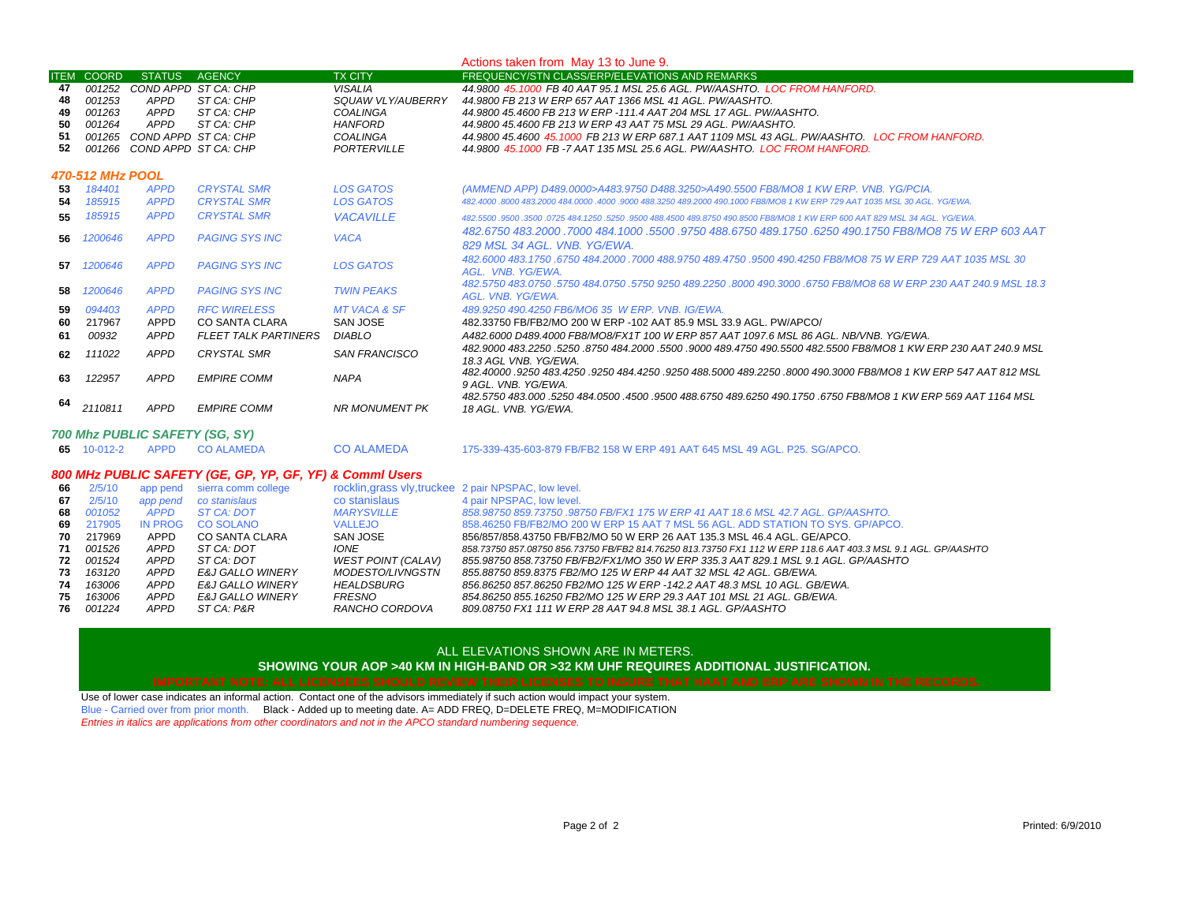Actions taken from May 13 to June 9.

| ITEM | COORD | STATUS | AGENCY | TX CITY | FREQUENCY/STN CLASS/ERP/ELEVATIONS AND REMARKS |
|---|---|---|---|---|---|
| 47 | 001252 | COND APPD | ST CA: CHP | VISALIA | 44.9800 45.1000 FB 40 AAT 95.1 MSL 25.6 AGL. PW/AASHTO. LOC FROM HANFORD. |
| 48 | 001253 | APPD | ST CA: CHP | SQUAW VLY/AUBERRY | 44.9800 FB 213 W ERP 657 AAT 1366 MSL 41 AGL. PW/AASHTO. |
| 49 | 001263 | APPD | ST CA: CHP | COALINGA | 44.9800 45.4600 FB 213 W ERP -111.4 AAT 204 MSL 17 AGL. PW/AASHTO. |
| 50 | 001264 | APPD | ST CA: CHP | HANFORD | 44.9800 45.4600 FB 213 W ERP 43 AAT 75 MSL 29 AGL. PW/AASHTO. |
| 51 | 001265 | COND APPD | ST CA: CHP | COALINGA | 44.9800 45.4600 45.1000 FB 213 W ERP 687.1 AAT 1109 MSL 43 AGL. PW/AASHTO. LOC FROM HANFORD. |
| 52 | 001266 | COND APPD | ST CA: CHP | PORTERVILLE | 44.9800 45.1000 FB -7 AAT 135 MSL 25.6 AGL. PW/AASHTO. LOC FROM HANFORD. |
| **470-512 MHz POOL** | | | | | |
| 53 | 184401 | APPD | CRYSTAL SMR | LOS GATOS | (AMMEND APP) D489.0000>A483.9750 D488.3250>A490.5500 FB8/MO8 1 KW ERP. VNB. YG/PCIA. |
| 54 | 185915 | APPD | CRYSTAL SMR | LOS GATOS | 482.4000 .8000 483.2000 484.0000 .4000 .9000 488.3250 489.2000 490.1000 FB8/MO8 1 KW ERP 729 AAT 1035 MSL 30 AGL. YG/EWA. |
| 55 | 185915 | APPD | CRYSTAL SMR | VACAVILLE | 482.5500 .9500 .3500 .0725 484.1250 .5250 .9500 488.4500 489.8750 490.8500 FB8/MO8 1 KW ERP 600 AAT 829 MSL 34 AGL. YG/EWA. |
| 56 | 1200646 | APPD | PAGING SYS INC | VACA | 482.6750 483.2000 .7000 484.1000 .5500 .9750 488.6750 489.1750 .6250 490.1750 FB8/MO8 75 W ERP 603 AAT 829 MSL 34 AGL. VNB. YG/EWA. |
| 57 | 1200646 | APPD | PAGING SYS INC | LOS GATOS | 482.6000 483.1750 .6750 484.2000 .7000 488.9750 489.4750 .9500 490.4250 FB8/MO8 75 W ERP 729 AAT 1035 MSL 30 AGL. VNB. YG/EWA. |
| 58 | 1200646 | APPD | PAGING SYS INC | TWIN PEAKS | 482.5750 483.0750 .5750 484.0750 .5750 9250 489.2250 .8000 490.3000 .6750 FB8/MO8 68 W ERP 230 AAT 240.9 MSL 18.3 AGL. VNB. YG/EWA. |
| 59 | 094403 | APPD | RFC WIRELESS | MT VACA & SF | 489.9250 490.4250 FB6/MO6 35 W ERP. VNB. IG/EWA. |
| 60 | 217967 | APPD | CO SANTA CLARA | SAN JOSE | 482.33750 FB/FB2/MO 200 W ERP -102 AAT 85.9 MSL 33.9 AGL. PW/APCO/ |
| 61 | 00932 | APPD | FLEET TALK PARTINERS | DIABLO | A482.6000 D489.4000 FB8/MO8/FX1T 100 W ERP 857 AAT 1097.6 MSL 86 AGL. NB/VNB. YG/EWA. |
| 62 | 111022 | APPD | CRYSTAL SMR | SAN FRANCISCO | 482.9000 483.2250 .5250 .8750 484.2000 .5500 .9000 489.4750 490.5500 482.5500 FB8/MO8 1 KW ERP 230 AAT 240.9 MSL 18.3 AGL VNB. YG/EWA. |
| 63 | 122957 | APPD | EMPIRE COMM | NAPA | 482.40000 .9250 483.4250 .9250 484.4250 .9250 488.5000 489.2250 .8000 490.3000 FB8/MO8 1 KW ERP 547 AAT 812 MSL 9 AGL. VNB. YG/EWA. |
| 64 | 2110811 | APPD | EMPIRE COMM | NR MONUMENT PK | 482.5750 483.000 .5250 484.0500 .4500 .9500 488.6750 489.6250 490.1750 .6750 FB8/MO8 1 KW ERP 569 AAT 1164 MSL 18 AGL. VNB. YG/EWA. |
| **700 Mhz PUBLIC SAFETY (SG, SY)** | | | | | |
| 65 | 10-012-2 | APPD | CO ALAMEDA | CO ALAMEDA | 175-339-435-603-879 FB/FB2 158 W ERP 491 AAT 645 MSL 49 AGL. P25. SG/APCO. |
| **800 MHz PUBLIC SAFETY (GE, GP, YP, GF, YF) & Comml Users** | | | | | |
| 66 | 2/5/10 | app pend | sierra comm college | rocklin,grass vly,truckee | 2 pair NPSPAC, low level. |
| 67 | 2/5/10 | app pend | co stanislaus | co stanislaus | 4 pair NPSPAC, low level. |
| 68 | 001052 | APPD | ST CA: DOT | MARYSVILLE | 858.98750 859.73750 .98750 FB/FX1 175 W ERP 41 AAT 18.6 MSL 42.7 AGL. GP/AASHTO. |
| 69 | 217905 | IN PROG | CO SOLANO | VALLEJO | 858.46250 FB/FB2/MO 200 W ERP 15 AAT 7 MSL 56 AGL. ADD STATION TO SYS. GP/APCO. |
| 70 | 217969 | APPD | CO SANTA CLARA | SAN JOSE | 856/857/858.43750 FB/FB2/MO 50 W ERP 26 AAT 135.3 MSL 46.4 AGL. GE/APCO. |
| 71 | 001526 | APPD | ST CA: DOT | IONE | 858.73750 857.08750 856.73750 FB/FB2 814.76250 813.73750 FX1 112 W ERP 118.6 AAT 403.3 MSL 9.1 AGL. GP/AASHTO |
| 72 | 001524 | APPD | ST CA: DOT | WEST POINT (CALAV) | 855.98750 858.73750 FB/FB2/FX1/MO 350 W ERP 335.3 AAT 829.1 MSL 9.1 AGL. GP/AASHTO |
| 73 | 163120 | APPD | E&J GALLO WINERY | MODESTO/LIVNGSTN | 855.88750 859.8375 FB2/MO 125 W ERP 44 AAT 32 MSL 42 AGL. GB/EWA. |
| 74 | 163006 | APPD | E&J GALLO WINERY | HEALDSBURG | 856.86250 857.86250 FB2/MO 125 W ERP -142.2 AAT 48.3 MSL 10 AGL. GB/EWA. |
| 75 | 163006 | APPD | E&J GALLO WINERY | FRESNO | 854.86250 855.16250 FB2/MO 125 W ERP 29.3 AAT 101 MSL 21 AGL. GB/EWA. |
| 76 | 001224 | APPD | ST CA: P&R | RANCHO CORDOVA | 809.08750 FX1 111 W ERP 28 AAT 94.8 MSL 38.1 AGL. GP/AASHTO |

ALL ELEVATIONS SHOWN ARE IN METERS.

**SHOWING YOUR AOP >40 KM IN HIGH-BAND OR >32 KM UHF REQUIRES ADDITIONAL JUSTIFICATION.**

**IMPORTANT NOTE: ALL LICENSEES SHOULD REVIEW THEIR LICENSES TO INSURE THAT HAAT AND ERP ARE SHOWN IN THE RECORDS.**

Use of lower case indicates an informal action. Contact one of the advisors immediately if such action would impact your system.

Blue - Carried over from prior month. Black - Added up to meeting date. A= ADD FREQ, D=DELETE FREQ, M=MODIFICATION

*Entries in italics are applications from other coordinators and not in the APCO standard numbering sequence.*

Printed: 6/9/2010